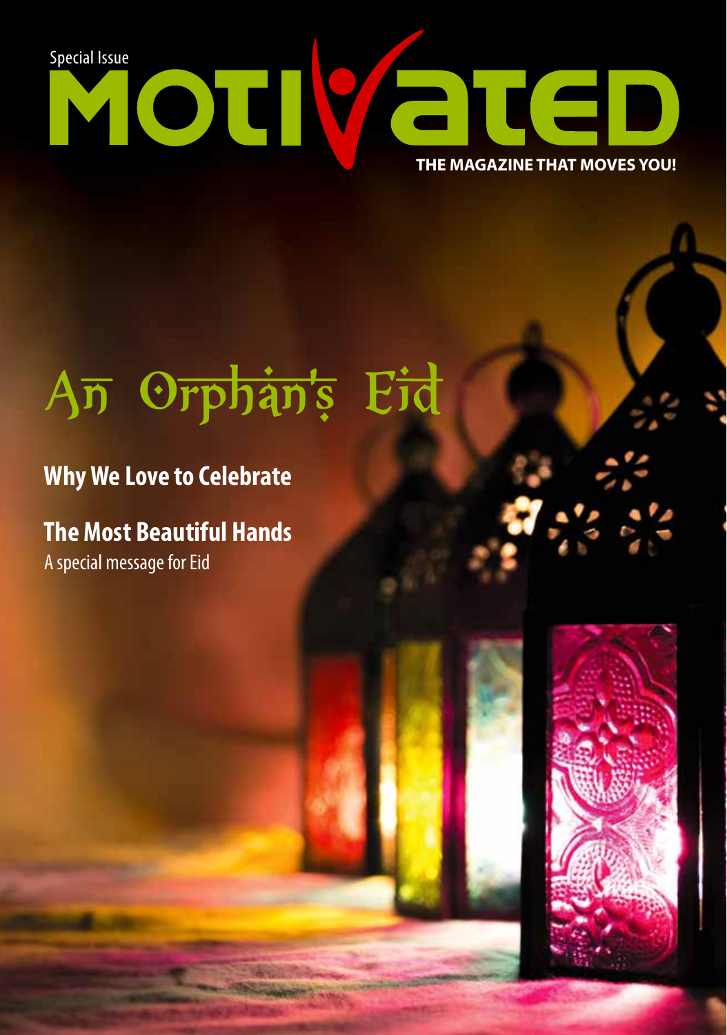Special Issue

# MOTIVATED

THE MAGAZINE THAT MOVES YOU!

# An Orphan's Eid

## Why We Love to Celebrate

## The Most Beautiful Hands

A special message for Eid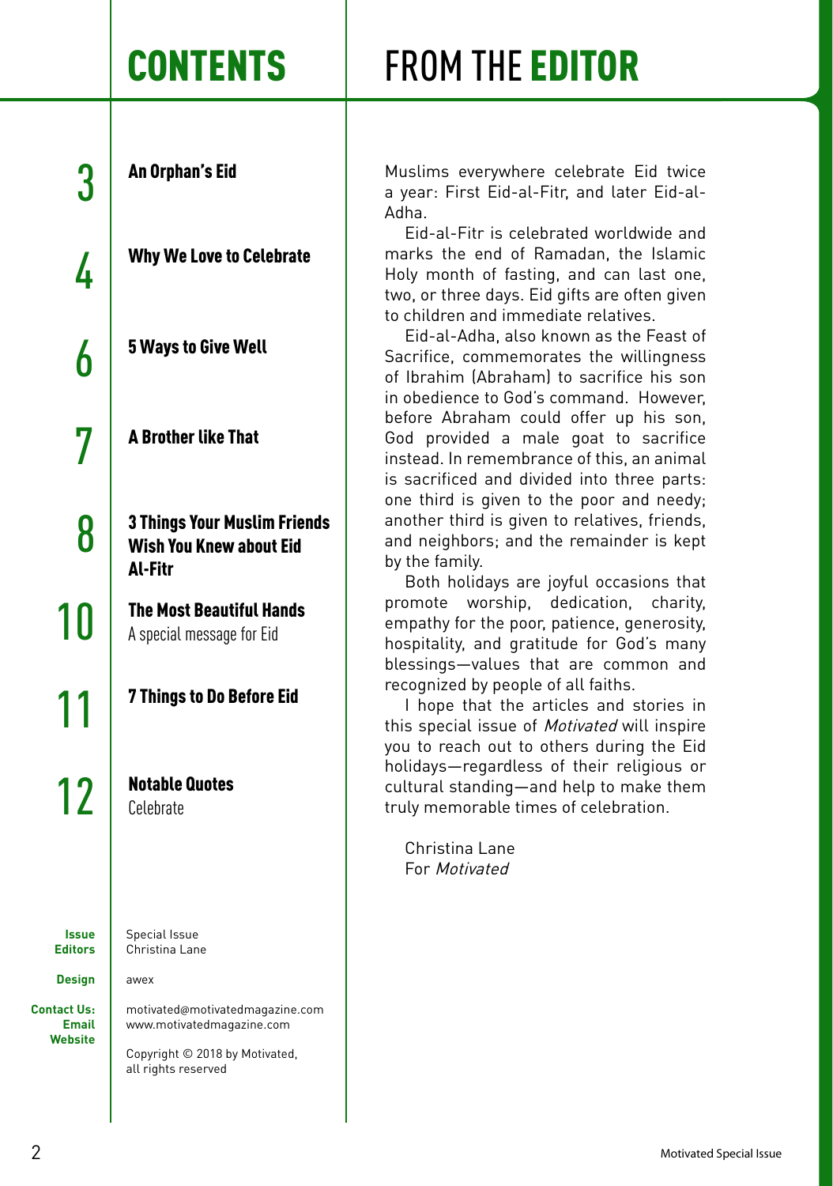# CONTENTS

3 **An Orphan's Eid**

4 **Why We Love to Celebrate**

6 **5 Ways to Give Well**

7 **A Brother like That**

8 **3 Things Your Muslim Friends Wish You Knew about Eid Al-Fitr**

10 **The Most Beautiful Hands**
A special message for Eid

11 **7 Things to Do Before Eid**

12 **Notable Quotes**
Celebrate

**Issue** Special Issue
**Editors** Christina Lane

**Design** awex

**Contact Us:**
**Email** motivated@motivatedmagazine.com
**Website** www.motivatedmagazine.com

Copyright © 2018 by Motivated, all rights reserved

# FROM THE EDITOR

Muslims everywhere celebrate Eid twice a year: First Eid-al-Fitr, and later Eid-al-Adha.

Eid-al-Fitr is celebrated worldwide and marks the end of Ramadan, the Islamic Holy month of fasting, and can last one, two, or three days. Eid gifts are often given to children and immediate relatives.

Eid-al-Adha, also known as the Feast of Sacrifice, commemorates the willingness of Ibrahim (Abraham) to sacrifice his son in obedience to God's command. However, before Abraham could offer up his son, God provided a male goat to sacrifice instead. In remembrance of this, an animal is sacrificed and divided into three parts: one third is given to the poor and needy; another third is given to relatives, friends, and neighbors; and the remainder is kept by the family.

Both holidays are joyful occasions that promote worship, dedication, charity, empathy for the poor, patience, generosity, hospitality, and gratitude for God's many blessings—values that are common and recognized by people of all faiths.

I hope that the articles and stories in this special issue of *Motivated* will inspire you to reach out to others during the Eid holidays—regardless of their religious or cultural standing—and help to make them truly memorable times of celebration.

Christina Lane
For *Motivated*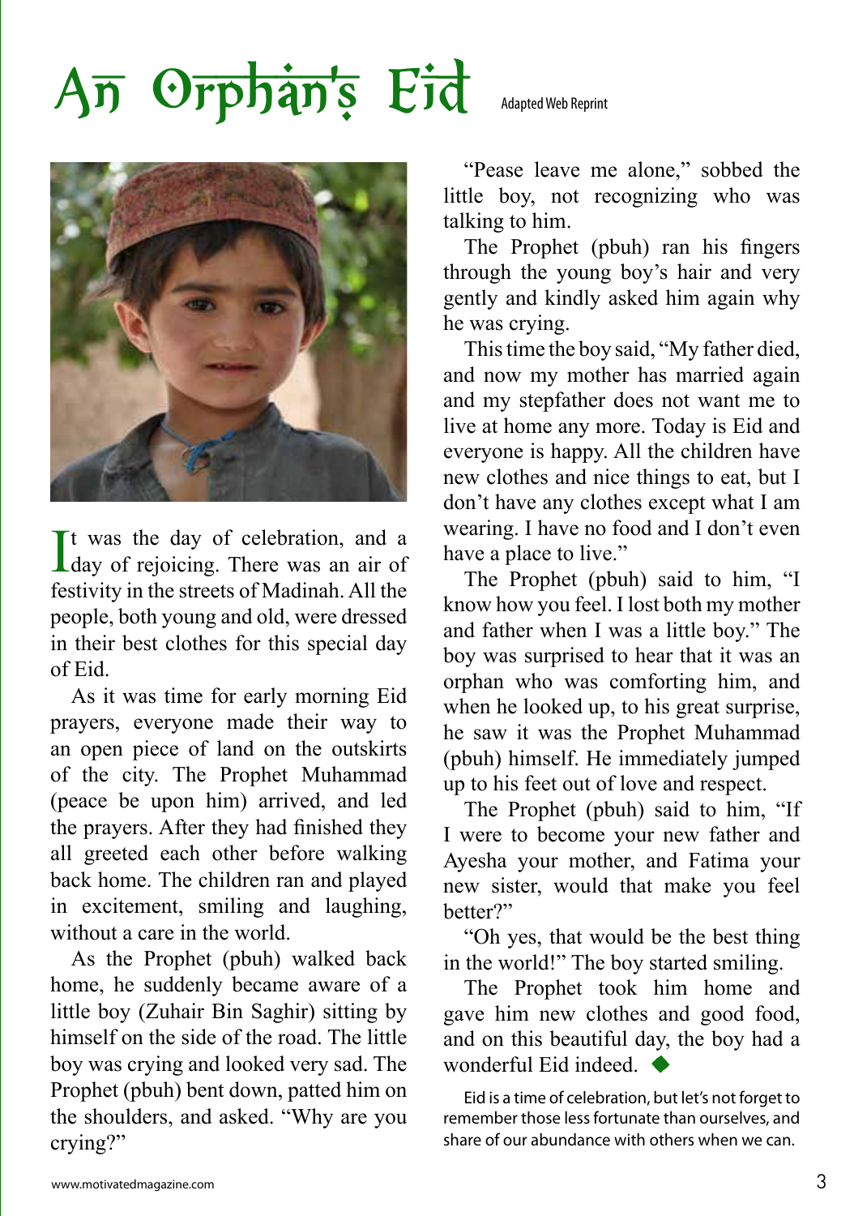# An Orphan's Eid

Adapted Web Reprint

It was the day of celebration, and a day of rejoicing. There was an air of festivity in the streets of Madinah. All the people, both young and old, were dressed in their best clothes for this special day of Eid.

As it was time for early morning Eid prayers, everyone made their way to an open piece of land on the outskirts of the city. The Prophet Muhammad (peace be upon him) arrived, and led the prayers. After they had finished they all greeted each other before walking back home. The children ran and played in excitement, smiling and laughing, without a care in the world.

As the Prophet (pbuh) walked back home, he suddenly became aware of a little boy (Zuhair Bin Saghir) sitting by himself on the side of the road. The little boy was crying and looked very sad. The Prophet (pbuh) bent down, patted him on the shoulders, and asked. "Why are you crying?"

"Pease leave me alone," sobbed the little boy, not recognizing who was talking to him.

The Prophet (pbuh) ran his fingers through the young boy's hair and very gently and kindly asked him again why he was crying.

This time the boy said, "My father died, and now my mother has married again and my stepfather does not want me to live at home any more. Today is Eid and everyone is happy. All the children have new clothes and nice things to eat, but I don't have any clothes except what I am wearing. I have no food and I don't even have a place to live."

The Prophet (pbuh) said to him, "I know how you feel. I lost both my mother and father when I was a little boy." The boy was surprised to hear that it was an orphan who was comforting him, and when he looked up, to his great surprise, he saw it was the Prophet Muhammad (pbuh) himself. He immediately jumped up to his feet out of love and respect.

The Prophet (pbuh) said to him, "If I were to become your new father and Ayesha your mother, and Fatima your new sister, would that make you feel better?"

"Oh yes, that would be the best thing in the world!" The boy started smiling.

The Prophet took him home and gave him new clothes and good food, and on this beautiful day, the boy had a wonderful Eid indeed. ◆

Eid is a time of celebration, but let's not forget to remember those less fortunate than ourselves, and share of our abundance with others when we can.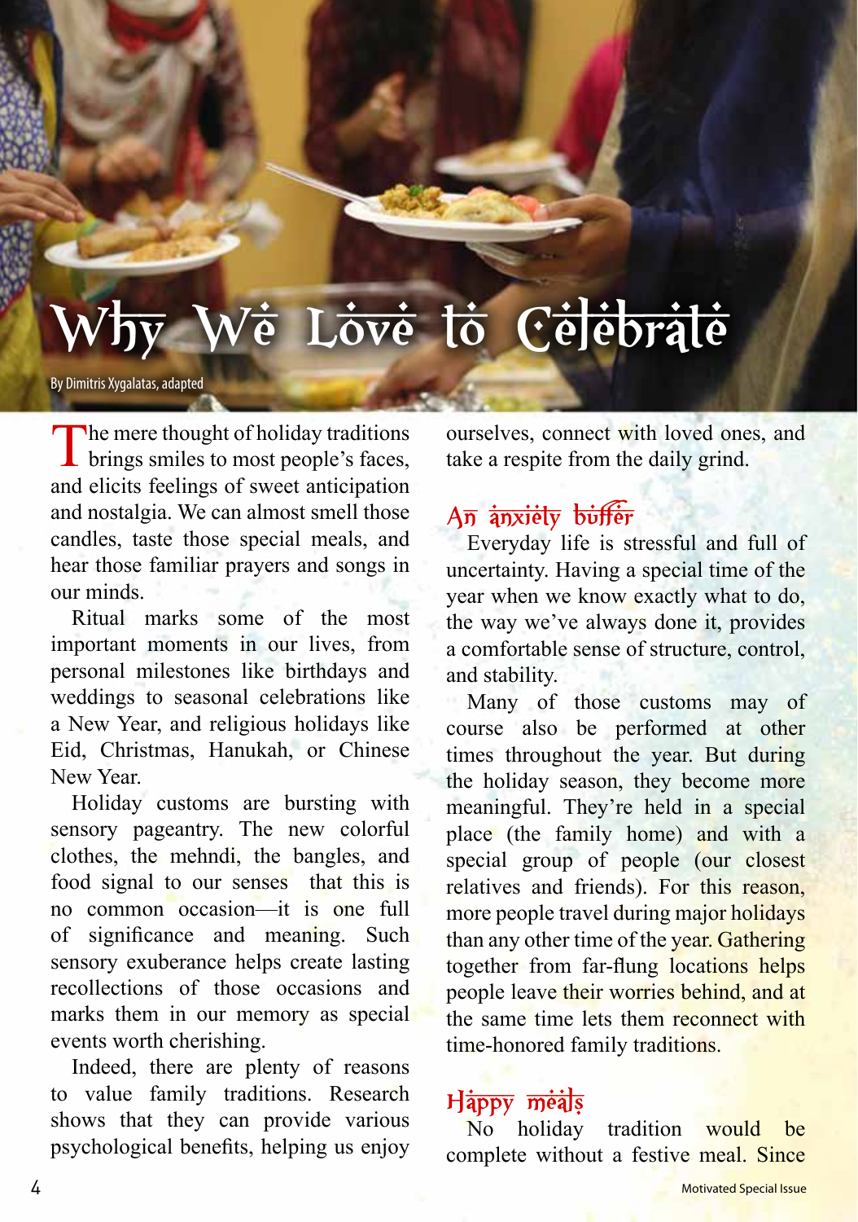# Why We Love to Celebrate

By Dimitris Xygalatas, adapted

The mere thought of holiday traditions brings smiles to most people's faces, and elicits feelings of sweet anticipation and nostalgia. We can almost smell those candles, taste those special meals, and hear those familiar prayers and songs in our minds.

Ritual marks some of the most important moments in our lives, from personal milestones like birthdays and weddings to seasonal celebrations like a New Year, and religious holidays like Eid, Christmas, Hanukah, or Chinese New Year.

Holiday customs are bursting with sensory pageantry. The new colorful clothes, the mehndi, the bangles, and food signal to our senses that this is no common occasion—it is one full of significance and meaning. Such sensory exuberance helps create lasting recollections of those occasions and marks them in our memory as special events worth cherishing.

Indeed, there are plenty of reasons to value family traditions. Research shows that they can provide various psychological benefits, helping us enjoy ourselves, connect with loved ones, and take a respite from the daily grind.

## An anxiety buffer

Everyday life is stressful and full of uncertainty. Having a special time of the year when we know exactly what to do, the way we've always done it, provides a comfortable sense of structure, control, and stability.

Many of those customs may of course also be performed at other times throughout the year. But during the holiday season, they become more meaningful. They're held in a special place (the family home) and with a special group of people (our closest relatives and friends). For this reason, more people travel during major holidays than any other time of the year. Gathering together from far-flung locations helps people leave their worries behind, and at the same time lets them reconnect with time-honored family traditions.

## Happy meals

No holiday tradition would be complete without a festive meal. Since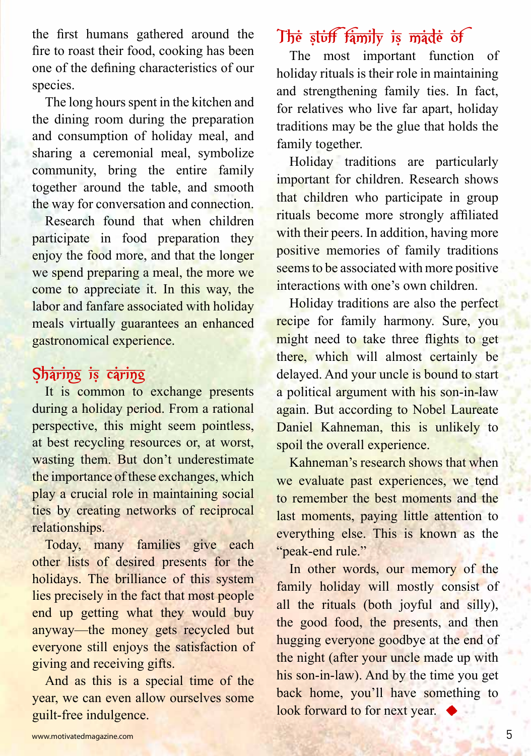the first humans gathered around the fire to roast their food, cooking has been one of the defining characteristics of our species.

The long hours spent in the kitchen and the dining room during the preparation and consumption of holiday meal, and sharing a ceremonial meal, symbolize community, bring the entire family together around the table, and smooth the way for conversation and connection.

Research found that when children participate in food preparation they enjoy the food more, and that the longer we spend preparing a meal, the more we come to appreciate it. In this way, the labor and fanfare associated with holiday meals virtually guarantees an enhanced gastronomical experience.

## Sharing is caring

It is common to exchange presents during a holiday period. From a rational perspective, this might seem pointless, at best recycling resources or, at worst, wasting them. But don't underestimate the importance of these exchanges, which play a crucial role in maintaining social ties by creating networks of reciprocal relationships.

Today, many families give each other lists of desired presents for the holidays. The brilliance of this system lies precisely in the fact that most people end up getting what they would buy anyway—the money gets recycled but everyone still enjoys the satisfaction of giving and receiving gifts.

And as this is a special time of the year, we can even allow ourselves some guilt-free indulgence.

## The stuff family is made of

The most important function of holiday rituals is their role in maintaining and strengthening family ties. In fact, for relatives who live far apart, holiday traditions may be the glue that holds the family together.

Holiday traditions are particularly important for children. Research shows that children who participate in group rituals become more strongly affiliated with their peers. In addition, having more positive memories of family traditions seems to be associated with more positive interactions with one's own children.

Holiday traditions are also the perfect recipe for family harmony. Sure, you might need to take three flights to get there, which will almost certainly be delayed. And your uncle is bound to start a political argument with his son-in-law again. But according to Nobel Laureate Daniel Kahneman, this is unlikely to spoil the overall experience.

Kahneman's research shows that when we evaluate past experiences, we tend to remember the best moments and the last moments, paying little attention to everything else. This is known as the "peak-end rule."

In other words, our memory of the family holiday will mostly consist of all the rituals (both joyful and silly), the good food, the presents, and then hugging everyone goodbye at the end of the night (after your uncle made up with his son-in-law). And by the time you get back home, you'll have something to look forward to for next year. ◆

www.motivatedmagazine.com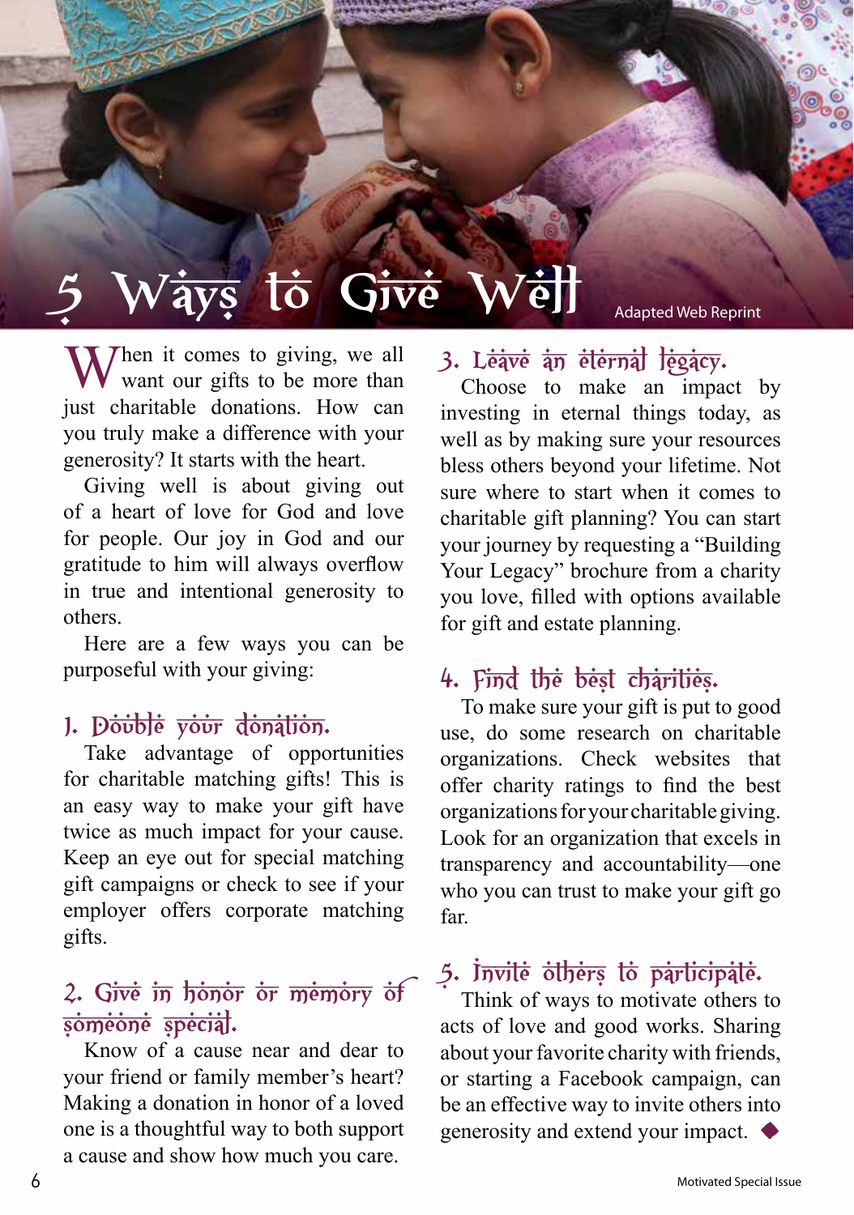# 5 Ways to Give Well

Adapted Web Reprint

When it comes to giving, we all want our gifts to be more than just charitable donations. How can you truly make a difference with your generosity? It starts with the heart.

Giving well is about giving out of a heart of love for God and love for people. Our joy in God and our gratitude to him will always overflow in true and intentional generosity to others.

Here are a few ways you can be purposeful with your giving:

## 1. Double your donation.

Take advantage of opportunities for charitable matching gifts! This is an easy way to make your gift have twice as much impact for your cause. Keep an eye out for special matching gift campaigns or check to see if your employer offers corporate matching gifts.

## 2. Give in honor or memory of someone special.

Know of a cause near and dear to your friend or family member's heart? Making a donation in honor of a loved one is a thoughtful way to both support a cause and show how much you care.

## 3. Leave an eternal legacy.

Choose to make an impact by investing in eternal things today, as well as by making sure your resources bless others beyond your lifetime. Not sure where to start when it comes to charitable gift planning? You can start your journey by requesting a "Building Your Legacy" brochure from a charity you love, filled with options available for gift and estate planning.

## 4. Find the best charities.

To make sure your gift is put to good use, do some research on charitable organizations. Check websites that offer charity ratings to find the best organizations for your charitable giving. Look for an organization that excels in transparency and accountability—one who you can trust to make your gift go far.

## 5. Invite others to participate.

Think of ways to motivate others to acts of love and good works. Sharing about your favorite charity with friends, or starting a Facebook campaign, can be an effective way to invite others into generosity and extend your impact. ◆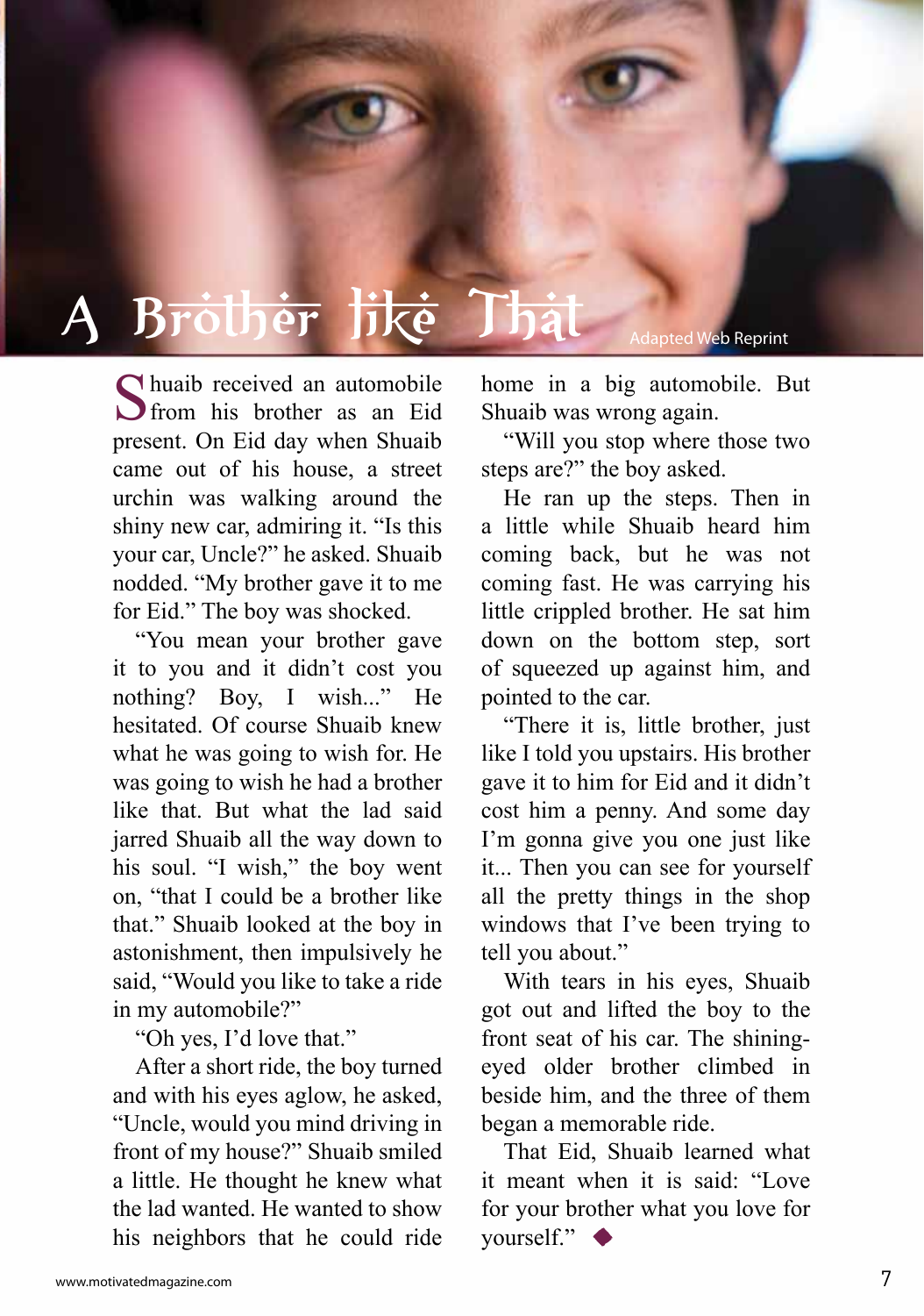# A Brother like That

Adapted Web Reprint

Shuaib received an automobile from his brother as an Eid present. On Eid day when Shuaib came out of his house, a street urchin was walking around the shiny new car, admiring it. "Is this your car, Uncle?" he asked. Shuaib nodded. "My brother gave it to me for Eid." The boy was shocked.

"You mean your brother gave it to you and it didn't cost you nothing? Boy, I wish..." He hesitated. Of course Shuaib knew what he was going to wish for. He was going to wish he had a brother like that. But what the lad said jarred Shuaib all the way down to his soul. "I wish," the boy went on, "that I could be a brother like that." Shuaib looked at the boy in astonishment, then impulsively he said, "Would you like to take a ride in my automobile?"

"Oh yes, I'd love that."

After a short ride, the boy turned and with his eyes aglow, he asked, "Uncle, would you mind driving in front of my house?" Shuaib smiled a little. He thought he knew what the lad wanted. He wanted to show his neighbors that he could ride home in a big automobile. But Shuaib was wrong again.

"Will you stop where those two steps are?" the boy asked.

He ran up the steps. Then in a little while Shuaib heard him coming back, but he was not coming fast. He was carrying his little crippled brother. He sat him down on the bottom step, sort of squeezed up against him, and pointed to the car.

"There it is, little brother, just like I told you upstairs. His brother gave it to him for Eid and it didn't cost him a penny. And some day I'm gonna give you one just like it... Then you can see for yourself all the pretty things in the shop windows that I've been trying to tell you about."

With tears in his eyes, Shuaib got out and lifted the boy to the front seat of his car. The shining-eyed older brother climbed in beside him, and the three of them began a memorable ride.

That Eid, Shuaib learned what it meant when it is said: "Love for your brother what you love for yourself." ◆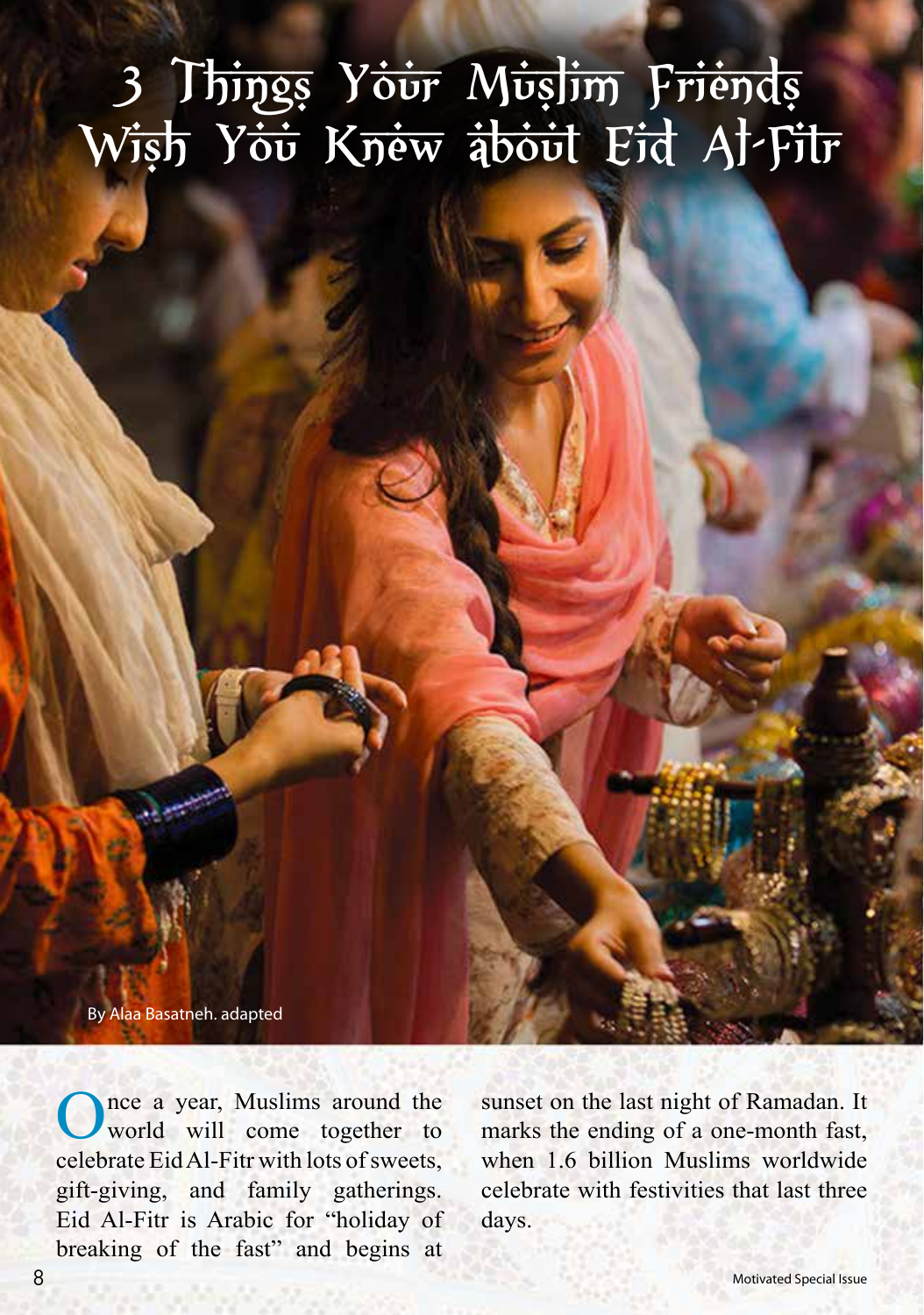# 3 Things Your Muslim Friends Wish You Knew about Eid Al-Fitr

By Alaa Basatneh. adapted

Once a year, Muslims around the world will come together to celebrate Eid Al-Fitr with lots of sweets, gift-giving, and family gatherings. Eid Al-Fitr is Arabic for "holiday of breaking of the fast" and begins at sunset on the last night of Ramadan. It marks the ending of a one-month fast, when 1.6 billion Muslims worldwide celebrate with festivities that last three days.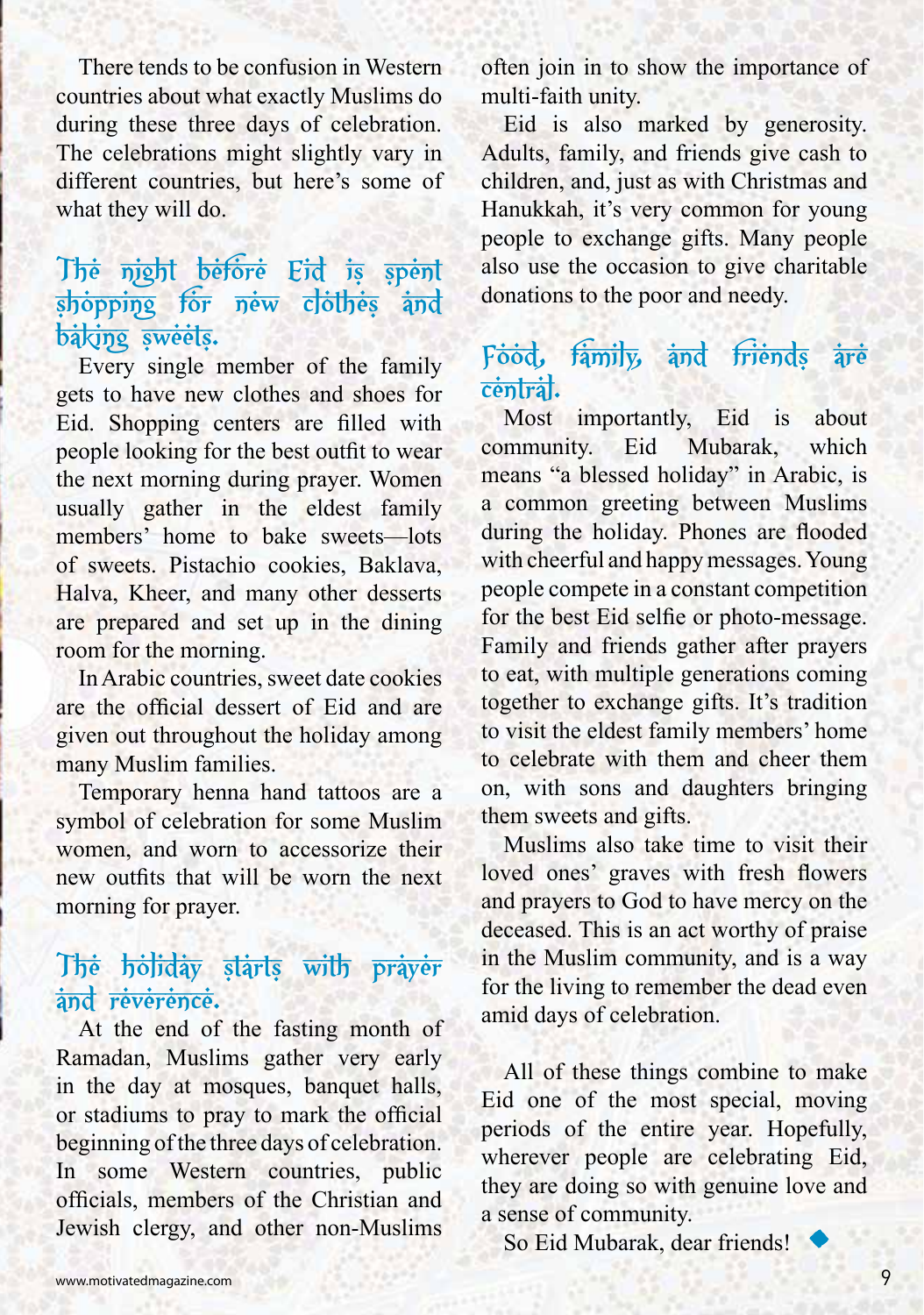There tends to be confusion in Western countries about what exactly Muslims do during these three days of celebration. The celebrations might slightly vary in different countries, but here's some of what they will do.

## The night before Eid is spent shopping for new clothes and baking sweets.

Every single member of the family gets to have new clothes and shoes for Eid. Shopping centers are filled with people looking for the best outfit to wear the next morning during prayer. Women usually gather in the eldest family members' home to bake sweets—lots of sweets. Pistachio cookies, Baklava, Halva, Kheer, and many other desserts are prepared and set up in the dining room for the morning.

In Arabic countries, sweet date cookies are the official dessert of Eid and are given out throughout the holiday among many Muslim families.

Temporary henna hand tattoos are a symbol of celebration for some Muslim women, and worn to accessorize their new outfits that will be worn the next morning for prayer.

## The holiday starts with prayer and reverence.

At the end of the fasting month of Ramadan, Muslims gather very early in the day at mosques, banquet halls, or stadiums to pray to mark the official beginning of the three days of celebration. In some Western countries, public officials, members of the Christian and Jewish clergy, and other non-Muslims often join in to show the importance of multi-faith unity.

Eid is also marked by generosity. Adults, family, and friends give cash to children, and, just as with Christmas and Hanukkah, it's very common for young people to exchange gifts. Many people also use the occasion to give charitable donations to the poor and needy.

## Food, family, and friends are central.

Most importantly, Eid is about community. Eid Mubarak, which means "a blessed holiday" in Arabic, is a common greeting between Muslims during the holiday. Phones are flooded with cheerful and happy messages. Young people compete in a constant competition for the best Eid selfie or photo-message. Family and friends gather after prayers to eat, with multiple generations coming together to exchange gifts. It's tradition to visit the eldest family members' home to celebrate with them and cheer them on, with sons and daughters bringing them sweets and gifts.

Muslims also take time to visit their loved ones' graves with fresh flowers and prayers to God to have mercy on the deceased. This is an act worthy of praise in the Muslim community, and is a way for the living to remember the dead even amid days of celebration.

All of these things combine to make Eid one of the most special, moving periods of the entire year. Hopefully, wherever people are celebrating Eid, they are doing so with genuine love and a sense of community.

So Eid Mubarak, dear friends!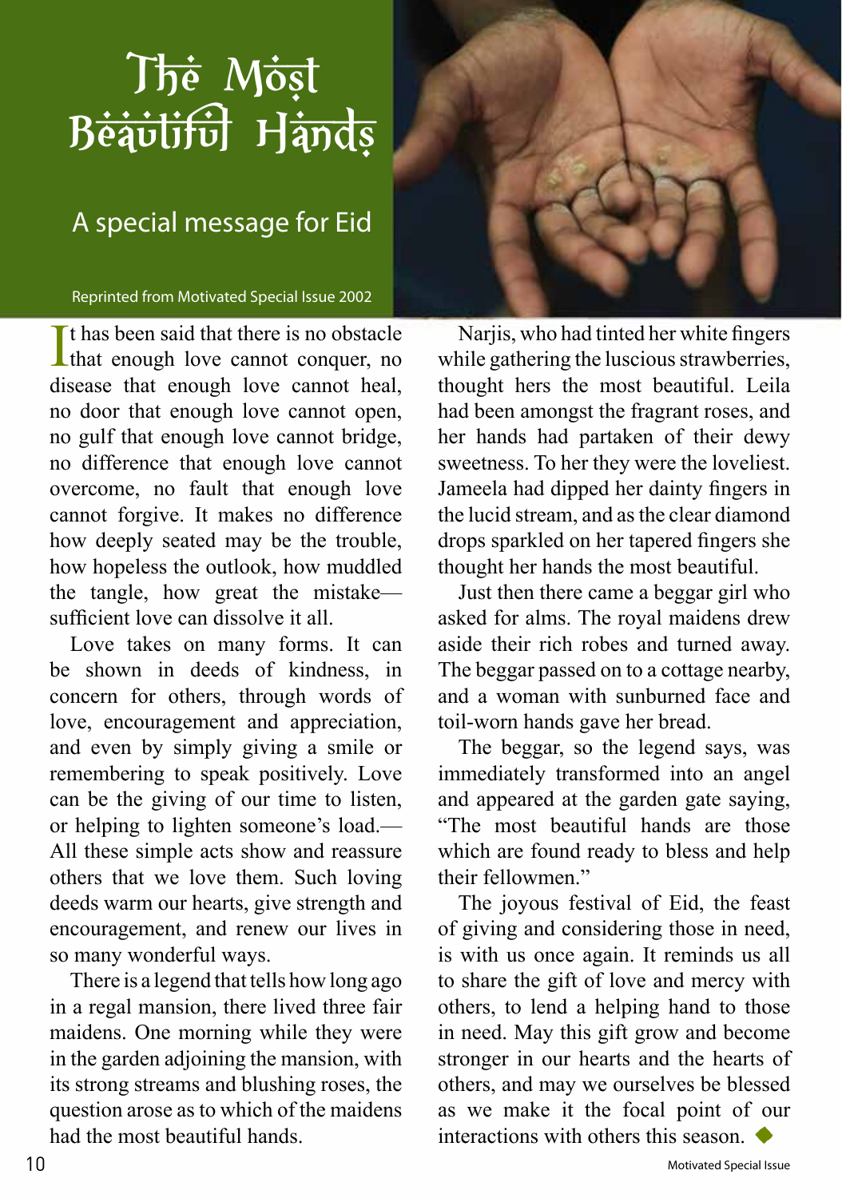# The Most Beautiful Hands

## A special message for Eid

Reprinted from Motivated Special Issue 2002

It has been said that there is no obstacle that enough love cannot conquer, no disease that enough love cannot heal, no door that enough love cannot open, no gulf that enough love cannot bridge, no difference that enough love cannot overcome, no fault that enough love cannot forgive. It makes no difference how deeply seated may be the trouble, how hopeless the outlook, how muddled the tangle, how great the mistake—sufficient love can dissolve it all.

Love takes on many forms. It can be shown in deeds of kindness, in concern for others, through words of love, encouragement and appreciation, and even by simply giving a smile or remembering to speak positively. Love can be the giving of our time to listen, or helping to lighten someone's load.—All these simple acts show and reassure others that we love them. Such loving deeds warm our hearts, give strength and encouragement, and renew our lives in so many wonderful ways.

There is a legend that tells how long ago in a regal mansion, there lived three fair maidens. One morning while they were in the garden adjoining the mansion, with its strong streams and blushing roses, the question arose as to which of the maidens had the most beautiful hands.

Narjis, who had tinted her white fingers while gathering the luscious strawberries, thought hers the most beautiful. Leila had been amongst the fragrant roses, and her hands had partaken of their dewy sweetness. To her they were the loveliest. Jameela had dipped her dainty fingers in the lucid stream, and as the clear diamond drops sparkled on her tapered fingers she thought her hands the most beautiful.

Just then there came a beggar girl who asked for alms. The royal maidens drew aside their rich robes and turned away. The beggar passed on to a cottage nearby, and a woman with sunburned face and toil-worn hands gave her bread.

The beggar, so the legend says, was immediately transformed into an angel and appeared at the garden gate saying, "The most beautiful hands are those which are found ready to bless and help their fellowmen."

The joyous festival of Eid, the feast of giving and considering those in need, is with us once again. It reminds us all to share the gift of love and mercy with others, to lend a helping hand to those in need. May this gift grow and become stronger in our hearts and the hearts of others, and may we ourselves be blessed as we make it the focal point of our interactions with others this season. ◆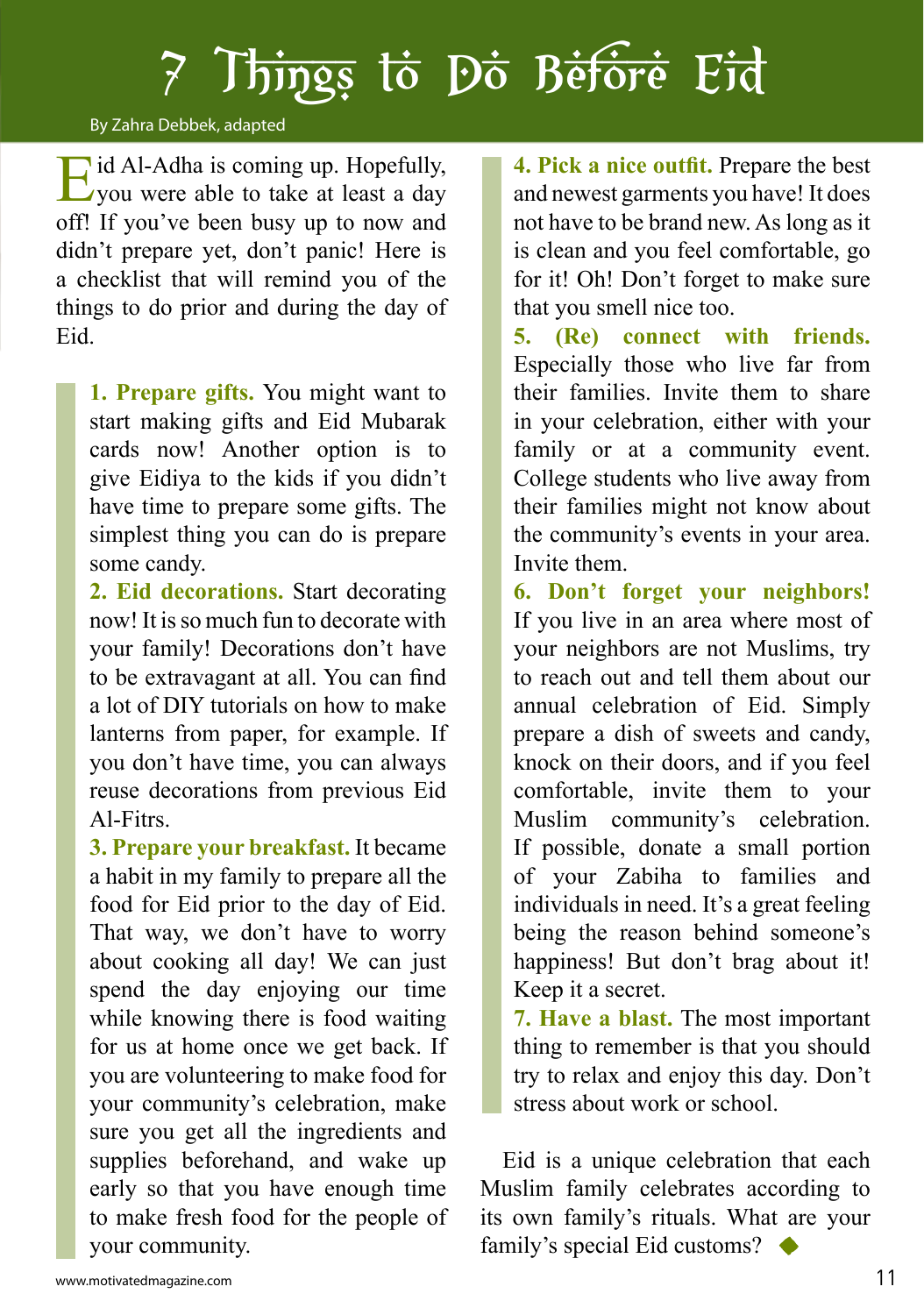# 7 Things to Do Before Eid

By Zahra Debbek, adapted

Eid Al-Adha is coming up. Hopefully, you were able to take at least a day off! If you've been busy up to now and didn't prepare yet, don't panic! Here is a checklist that will remind you of the things to do prior and during the day of Eid.

**1. Prepare gifts.** You might want to start making gifts and Eid Mubarak cards now! Another option is to give Eidiya to the kids if you didn't have time to prepare some gifts. The simplest thing you can do is prepare some candy.

**2. Eid decorations.** Start decorating now! It is so much fun to decorate with your family! Decorations don't have to be extravagant at all. You can find a lot of DIY tutorials on how to make lanterns from paper, for example. If you don't have time, you can always reuse decorations from previous Eid Al-Fitrs.

**3. Prepare your breakfast.** It became a habit in my family to prepare all the food for Eid prior to the day of Eid. That way, we don't have to worry about cooking all day! We can just spend the day enjoying our time while knowing there is food waiting for us at home once we get back. If you are volunteering to make food for your community's celebration, make sure you get all the ingredients and supplies beforehand, and wake up early so that you have enough time to make fresh food for the people of your community.

**4. Pick a nice outfit.** Prepare the best and newest garments you have! It does not have to be brand new. As long as it is clean and you feel comfortable, go for it! Oh! Don't forget to make sure that you smell nice too.

**5. (Re) connect with friends.** Especially those who live far from their families. Invite them to share in your celebration, either with your family or at a community event. College students who live away from their families might not know about the community's events in your area. Invite them.

**6. Don't forget your neighbors!** If you live in an area where most of your neighbors are not Muslims, try to reach out and tell them about our annual celebration of Eid. Simply prepare a dish of sweets and candy, knock on their doors, and if you feel comfortable, invite them to your Muslim community's celebration. If possible, donate a small portion of your Zabiha to families and individuals in need. It's a great feeling being the reason behind someone's happiness! But don't brag about it! Keep it a secret.

**7. Have a blast.** The most important thing to remember is that you should try to relax and enjoy this day. Don't stress about work or school.

Eid is a unique celebration that each Muslim family celebrates according to its own family's rituals. What are your family's special Eid customs? ◆

www.motivatedmagazine.com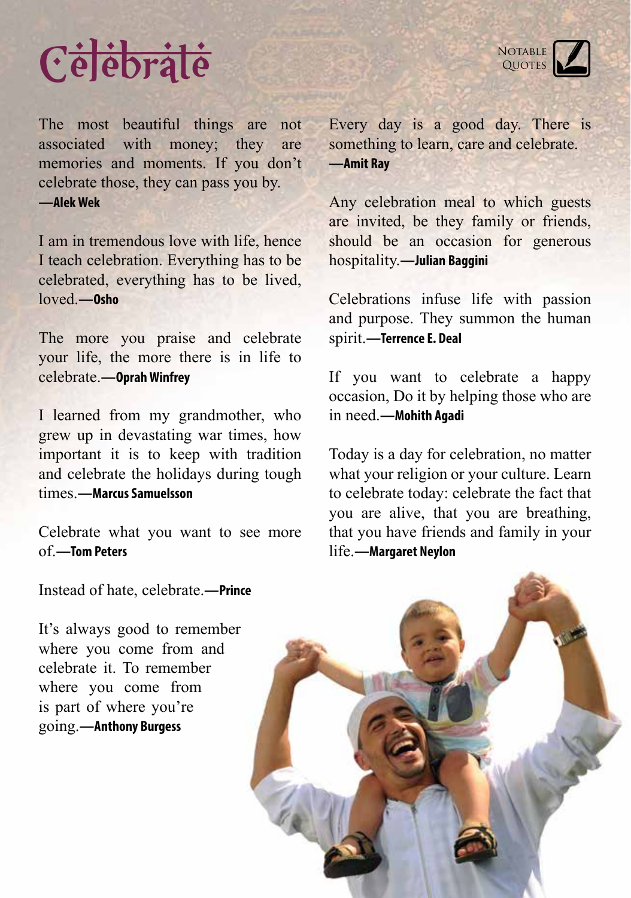# Celebrate

Notable Quotes

The most beautiful things are not associated with money; they are memories and moments. If you don't celebrate those, they can pass you by.
**—Alek Wek**

I am in tremendous love with life, hence I teach celebration. Everything has to be celebrated, everything has to be lived, loved.**—Osho**

The more you praise and celebrate your life, the more there is in life to celebrate.**—Oprah Winfrey**

I learned from my grandmother, who grew up in devastating war times, how important it is to keep with tradition and celebrate the holidays during tough times.**—Marcus Samuelsson**

Celebrate what you want to see more of.**—Tom Peters**

Instead of hate, celebrate.**—Prince**

It's always good to remember where you come from and celebrate it. To remember where you come from is part of where you're going.**—Anthony Burgess**

Every day is a good day. There is something to learn, care and celebrate.
**—Amit Ray**

Any celebration meal to which guests are invited, be they family or friends, should be an occasion for generous hospitality.**—Julian Baggini**

Celebrations infuse life with passion and purpose. They summon the human spirit.**—Terrence E. Deal**

If you want to celebrate a happy occasion, Do it by helping those who are in need.**—Mohith Agadi**

Today is a day for celebration, no matter what your religion or your culture. Learn to celebrate today: celebrate the fact that you are alive, that you are breathing, that you have friends and family in your life.**—Margaret Neylon**